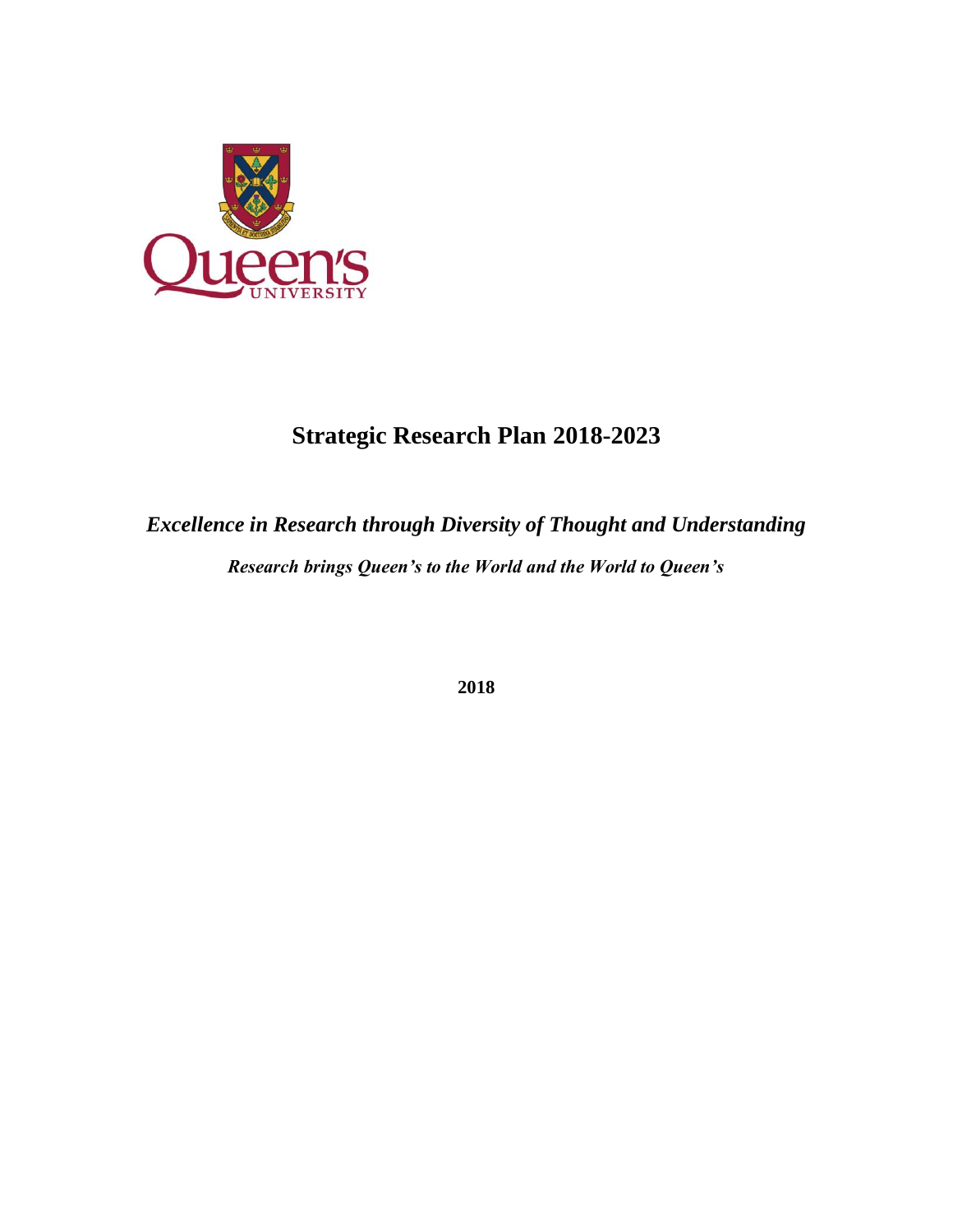# Strategic Research Plan 2018-2023

***Excellence in Research through Diversity of Thought and Understanding***

***Research brings Queen's to the World and the World to Queen's***

**2018**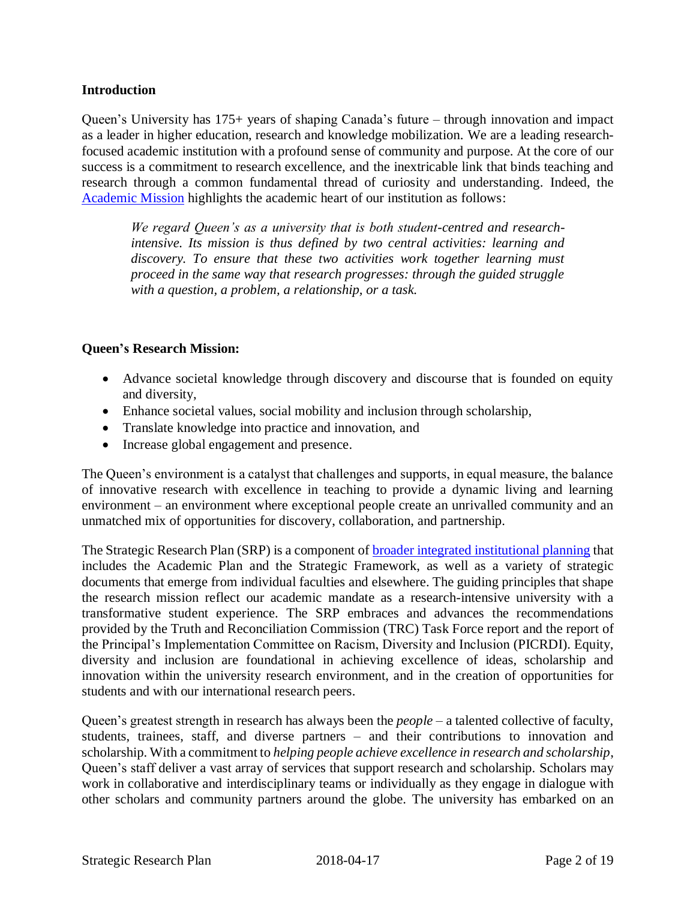**Introduction**

Queen's University has 175+ years of shaping Canada's future – through innovation and impact as a leader in higher education, research and knowledge mobilization. We are a leading research-focused academic institution with a profound sense of community and purpose. At the core of our success is a commitment to research excellence, and the inextricable link that binds teaching and research through a common fundamental thread of curiosity and understanding. Indeed, the Academic Mission highlights the academic heart of our institution as follows:

> *We regard Queen's as a university that is both student-centred and research-intensive. Its mission is thus defined by two central activities: learning and discovery. To ensure that these two activities work together learning must proceed in the same way that research progresses: through the guided struggle with a question, a problem, a relationship, or a task.*

**Queen's Research Mission:**

- Advance societal knowledge through discovery and discourse that is founded on equity and diversity,
- Enhance societal values, social mobility and inclusion through scholarship,
- Translate knowledge into practice and innovation, and
- Increase global engagement and presence.

The Queen's environment is a catalyst that challenges and supports, in equal measure, the balance of innovative research with excellence in teaching to provide a dynamic living and learning environment – an environment where exceptional people create an unrivalled community and an unmatched mix of opportunities for discovery, collaboration, and partnership.

The Strategic Research Plan (SRP) is a component of broader integrated institutional planning that includes the Academic Plan and the Strategic Framework, as well as a variety of strategic documents that emerge from individual faculties and elsewhere. The guiding principles that shape the research mission reflect our academic mandate as a research-intensive university with a transformative student experience. The SRP embraces and advances the recommendations provided by the Truth and Reconciliation Commission (TRC) Task Force report and the report of the Principal's Implementation Committee on Racism, Diversity and Inclusion (PICRDI). Equity, diversity and inclusion are foundational in achieving excellence of ideas, scholarship and innovation within the university research environment, and in the creation of opportunities for students and with our international research peers.

Queen's greatest strength in research has always been the *people* – a talented collective of faculty, students, trainees, staff, and diverse partners – and their contributions to innovation and scholarship. With a commitment to *helping people achieve excellence in research and scholarship*, Queen's staff deliver a vast array of services that support research and scholarship. Scholars may work in collaborative and interdisciplinary teams or individually as they engage in dialogue with other scholars and community partners around the globe. The university has embarked on an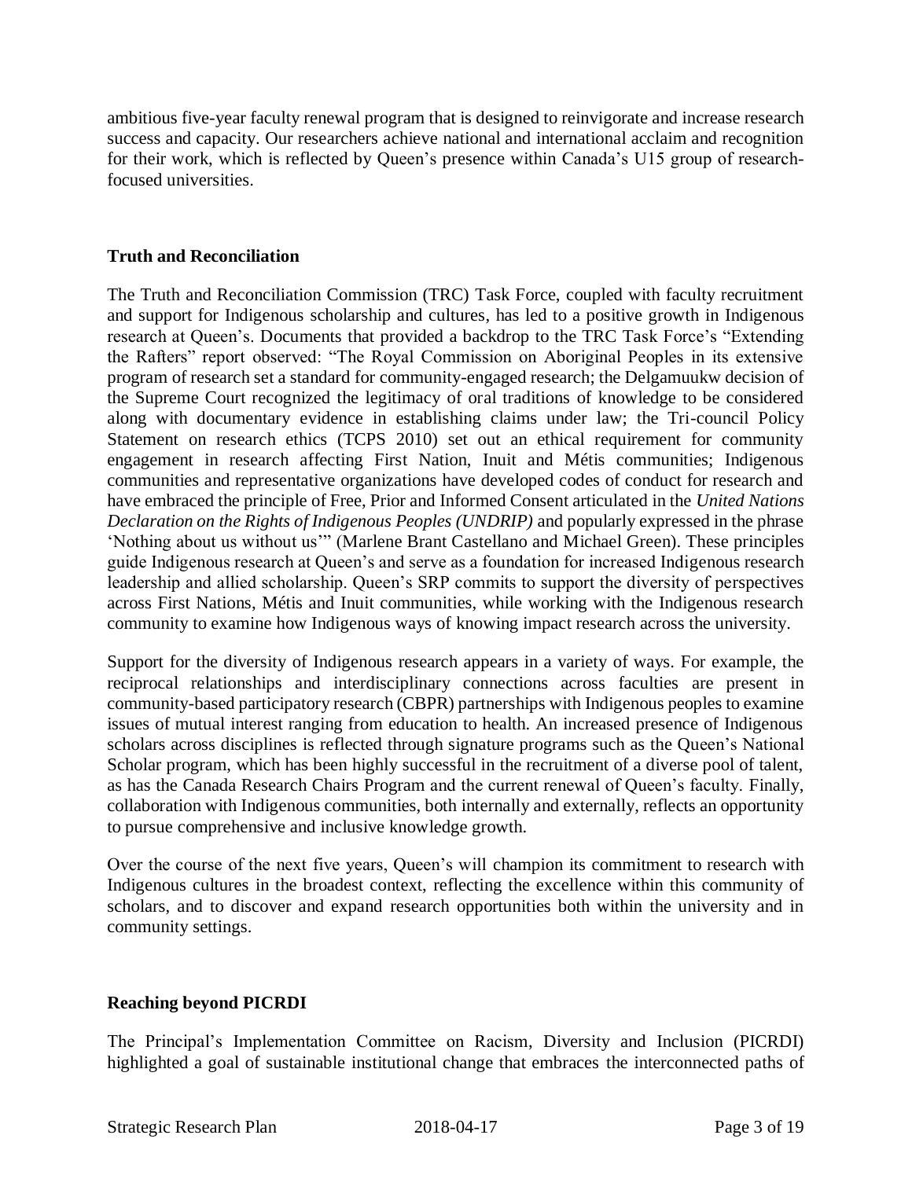ambitious five-year faculty renewal program that is designed to reinvigorate and increase research success and capacity. Our researchers achieve national and international acclaim and recognition for their work, which is reflected by Queen's presence within Canada's U15 group of research-focused universities.

## Truth and Reconciliation

The Truth and Reconciliation Commission (TRC) Task Force, coupled with faculty recruitment and support for Indigenous scholarship and cultures, has led to a positive growth in Indigenous research at Queen's. Documents that provided a backdrop to the TRC Task Force's "Extending the Rafters" report observed: "The Royal Commission on Aboriginal Peoples in its extensive program of research set a standard for community-engaged research; the Delgamuukw decision of the Supreme Court recognized the legitimacy of oral traditions of knowledge to be considered along with documentary evidence in establishing claims under law; the Tri-council Policy Statement on research ethics (TCPS 2010) set out an ethical requirement for community engagement in research affecting First Nation, Inuit and Métis communities; Indigenous communities and representative organizations have developed codes of conduct for research and have embraced the principle of Free, Prior and Informed Consent articulated in the *United Nations Declaration on the Rights of Indigenous Peoples (UNDRIP)* and popularly expressed in the phrase 'Nothing about us without us'" (Marlene Brant Castellano and Michael Green). These principles guide Indigenous research at Queen's and serve as a foundation for increased Indigenous research leadership and allied scholarship. Queen's SRP commits to support the diversity of perspectives across First Nations, Métis and Inuit communities, while working with the Indigenous research community to examine how Indigenous ways of knowing impact research across the university.

Support for the diversity of Indigenous research appears in a variety of ways. For example, the reciprocal relationships and interdisciplinary connections across faculties are present in community-based participatory research (CBPR) partnerships with Indigenous peoples to examine issues of mutual interest ranging from education to health. An increased presence of Indigenous scholars across disciplines is reflected through signature programs such as the Queen's National Scholar program, which has been highly successful in the recruitment of a diverse pool of talent, as has the Canada Research Chairs Program and the current renewal of Queen's faculty. Finally, collaboration with Indigenous communities, both internally and externally, reflects an opportunity to pursue comprehensive and inclusive knowledge growth.

Over the course of the next five years, Queen's will champion its commitment to research with Indigenous cultures in the broadest context, reflecting the excellence within this community of scholars, and to discover and expand research opportunities both within the university and in community settings.

## Reaching beyond PICRDI

The Principal's Implementation Committee on Racism, Diversity and Inclusion (PICRDI) highlighted a goal of sustainable institutional change that embraces the interconnected paths of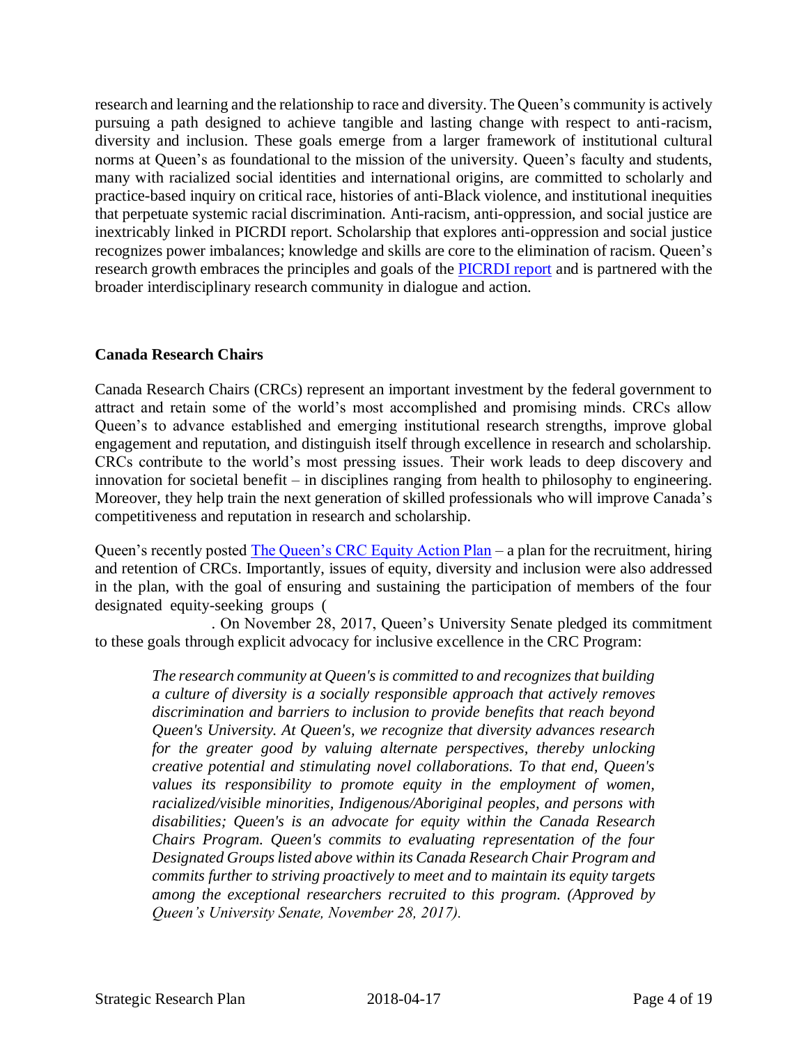research and learning and the relationship to race and diversity. The Queen's community is actively pursuing a path designed to achieve tangible and lasting change with respect to anti-racism, diversity and inclusion. These goals emerge from a larger framework of institutional cultural norms at Queen's as foundational to the mission of the university. Queen's faculty and students, many with racialized social identities and international origins, are committed to scholarly and practice-based inquiry on critical race, histories of anti-Black violence, and institutional inequities that perpetuate systemic racial discrimination. Anti-racism, anti-oppression, and social justice are inextricably linked in PICRDI report. Scholarship that explores anti-oppression and social justice recognizes power imbalances; knowledge and skills are core to the elimination of racism. Queen's research growth embraces the principles and goals of the [PICRDI report]() and is partnered with the broader interdisciplinary research community in dialogue and action.

## Canada Research Chairs

Canada Research Chairs (CRCs) represent an important investment by the federal government to attract and retain some of the world's most accomplished and promising minds. CRCs allow Queen's to advance established and emerging institutional research strengths, improve global engagement and reputation, and distinguish itself through excellence in research and scholarship. CRCs contribute to the world's most pressing issues. Their work leads to deep discovery and innovation for societal benefit – in disciplines ranging from health to philosophy to engineering. Moreover, they help train the next generation of skilled professionals who will improve Canada's competitiveness and reputation in research and scholarship.

Queen's recently posted [The Queen's CRC Equity Action Plan]() – a plan for the recruitment, hiring and retention of CRCs. Importantly, issues of equity, diversity and inclusion were also addressed in the plan, with the goal of ensuring and sustaining the participation of members of the four designated equity-seeking groups (

. On November 28, 2017, Queen's University Senate pledged its commitment to these goals through explicit advocacy for inclusive excellence in the CRC Program:

> *The research community at Queen's is committed to and recognizes that building a culture of diversity is a socially responsible approach that actively removes discrimination and barriers to inclusion to provide benefits that reach beyond Queen's University. At Queen's, we recognize that diversity advances research for the greater good by valuing alternate perspectives, thereby unlocking creative potential and stimulating novel collaborations. To that end, Queen's values its responsibility to promote equity in the employment of women, racialized/visible minorities, Indigenous/Aboriginal peoples, and persons with disabilities; Queen's is an advocate for equity within the Canada Research Chairs Program. Queen's commits to evaluating representation of the four Designated Groups listed above within its Canada Research Chair Program and commits further to striving proactively to meet and to maintain its equity targets among the exceptional researchers recruited to this program. (Approved by Queen's University Senate, November 28, 2017).*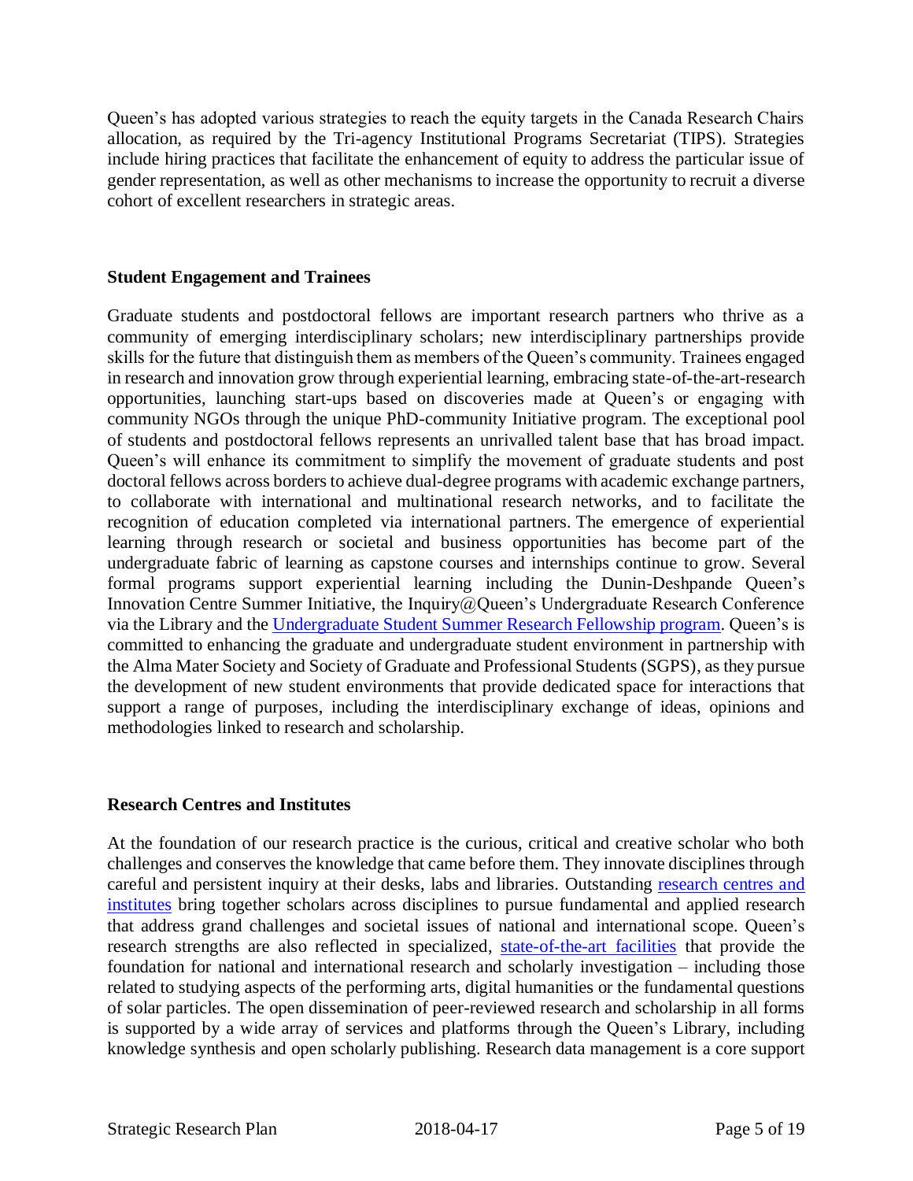Queen's has adopted various strategies to reach the equity targets in the Canada Research Chairs allocation, as required by the Tri-agency Institutional Programs Secretariat (TIPS). Strategies include hiring practices that facilitate the enhancement of equity to address the particular issue of gender representation, as well as other mechanisms to increase the opportunity to recruit a diverse cohort of excellent researchers in strategic areas.

**Student Engagement and Trainees**

Graduate students and postdoctoral fellows are important research partners who thrive as a community of emerging interdisciplinary scholars; new interdisciplinary partnerships provide skills for the future that distinguish them as members of the Queen's community. Trainees engaged in research and innovation grow through experiential learning, embracing state-of-the-art-research opportunities, launching start-ups based on discoveries made at Queen's or engaging with community NGOs through the unique PhD-community Initiative program. The exceptional pool of students and postdoctoral fellows represents an unrivalled talent base that has broad impact. Queen's will enhance its commitment to simplify the movement of graduate students and post doctoral fellows across borders to achieve dual-degree programs with academic exchange partners, to collaborate with international and multinational research networks, and to facilitate the recognition of education completed via international partners. The emergence of experiential learning through research or societal and business opportunities has become part of the undergraduate fabric of learning as capstone courses and internships continue to grow. Several formal programs support experiential learning including the Dunin-Deshpande Queen's Innovation Centre Summer Initiative, the Inquiry@Queen's Undergraduate Research Conference via the Library and the Undergraduate Student Summer Research Fellowship program. Queen's is committed to enhancing the graduate and undergraduate student environment in partnership with the Alma Mater Society and Society of Graduate and Professional Students (SGPS), as they pursue the development of new student environments that provide dedicated space for interactions that support a range of purposes, including the interdisciplinary exchange of ideas, opinions and methodologies linked to research and scholarship.

**Research Centres and Institutes**

At the foundation of our research practice is the curious, critical and creative scholar who both challenges and conserves the knowledge that came before them. They innovate disciplines through careful and persistent inquiry at their desks, labs and libraries. Outstanding research centres and institutes bring together scholars across disciplines to pursue fundamental and applied research that address grand challenges and societal issues of national and international scope. Queen's research strengths are also reflected in specialized, state-of-the-art facilities that provide the foundation for national and international research and scholarly investigation – including those related to studying aspects of the performing arts, digital humanities or the fundamental questions of solar particles. The open dissemination of peer-reviewed research and scholarship in all forms is supported by a wide array of services and platforms through the Queen's Library, including knowledge synthesis and open scholarly publishing. Research data management is a core support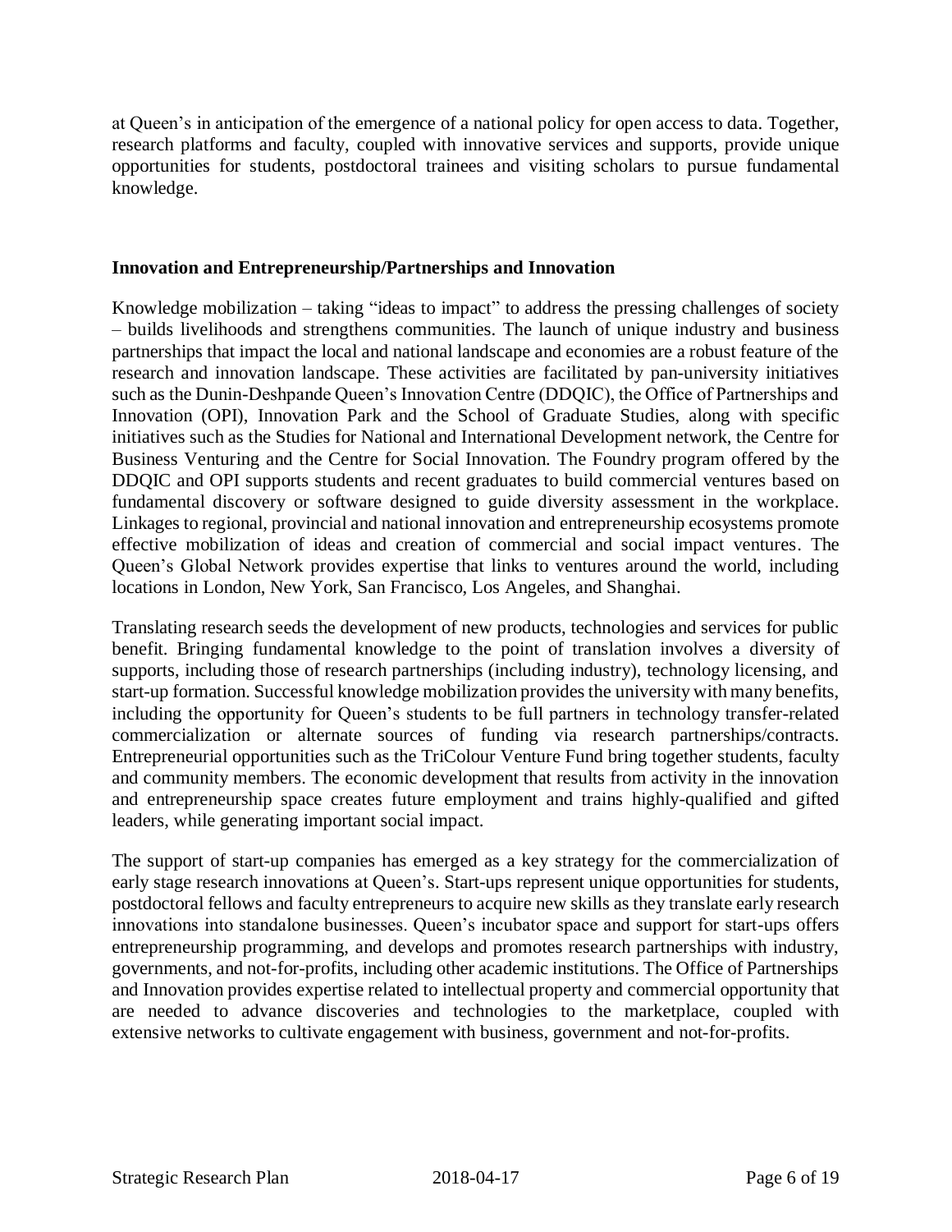at Queen's in anticipation of the emergence of a national policy for open access to data. Together, research platforms and faculty, coupled with innovative services and supports, provide unique opportunities for students, postdoctoral trainees and visiting scholars to pursue fundamental knowledge.

**Innovation and Entrepreneurship/Partnerships and Innovation**

Knowledge mobilization – taking "ideas to impact" to address the pressing challenges of society – builds livelihoods and strengthens communities. The launch of unique industry and business partnerships that impact the local and national landscape and economies are a robust feature of the research and innovation landscape. These activities are facilitated by pan-university initiatives such as the Dunin-Deshpande Queen's Innovation Centre (DDQIC), the Office of Partnerships and Innovation (OPI), Innovation Park and the School of Graduate Studies, along with specific initiatives such as the Studies for National and International Development network, the Centre for Business Venturing and the Centre for Social Innovation. The Foundry program offered by the DDQIC and OPI supports students and recent graduates to build commercial ventures based on fundamental discovery or software designed to guide diversity assessment in the workplace. Linkages to regional, provincial and national innovation and entrepreneurship ecosystems promote effective mobilization of ideas and creation of commercial and social impact ventures. The Queen's Global Network provides expertise that links to ventures around the world, including locations in London, New York, San Francisco, Los Angeles, and Shanghai.

Translating research seeds the development of new products, technologies and services for public benefit. Bringing fundamental knowledge to the point of translation involves a diversity of supports, including those of research partnerships (including industry), technology licensing, and start-up formation. Successful knowledge mobilization provides the university with many benefits, including the opportunity for Queen's students to be full partners in technology transfer-related commercialization or alternate sources of funding via research partnerships/contracts. Entrepreneurial opportunities such as the TriColour Venture Fund bring together students, faculty and community members. The economic development that results from activity in the innovation and entrepreneurship space creates future employment and trains highly-qualified and gifted leaders, while generating important social impact.

The support of start-up companies has emerged as a key strategy for the commercialization of early stage research innovations at Queen's. Start-ups represent unique opportunities for students, postdoctoral fellows and faculty entrepreneurs to acquire new skills as they translate early research innovations into standalone businesses. Queen's incubator space and support for start-ups offers entrepreneurship programming, and develops and promotes research partnerships with industry, governments, and not-for-profits, including other academic institutions. The Office of Partnerships and Innovation provides expertise related to intellectual property and commercial opportunity that are needed to advance discoveries and technologies to the marketplace, coupled with extensive networks to cultivate engagement with business, government and not-for-profits.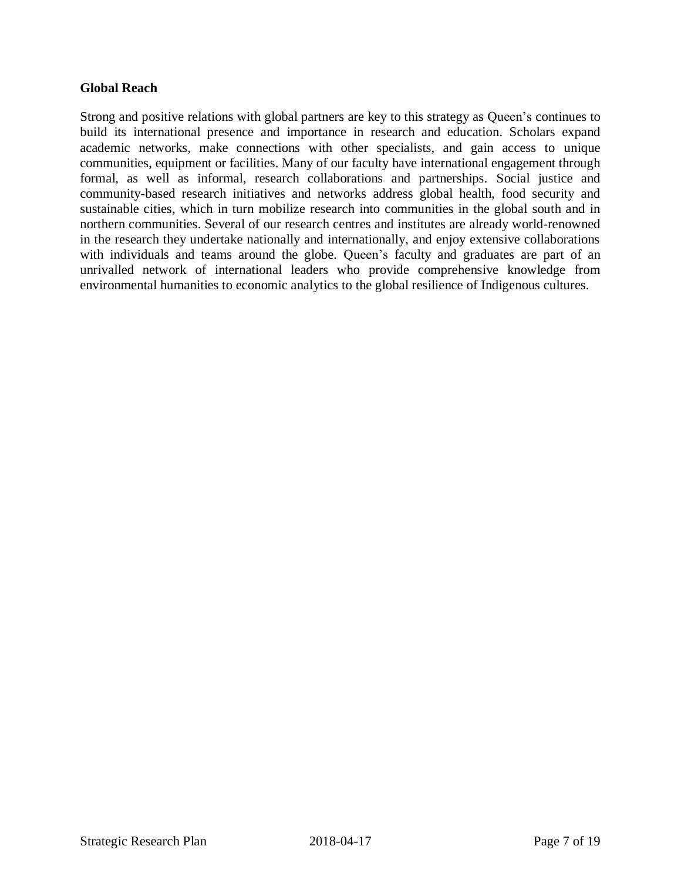**Global Reach**

Strong and positive relations with global partners are key to this strategy as Queen's continues to build its international presence and importance in research and education. Scholars expand academic networks, make connections with other specialists, and gain access to unique communities, equipment or facilities. Many of our faculty have international engagement through formal, as well as informal, research collaborations and partnerships. Social justice and community-based research initiatives and networks address global health, food security and sustainable cities, which in turn mobilize research into communities in the global south and in northern communities. Several of our research centres and institutes are already world-renowned in the research they undertake nationally and internationally, and enjoy extensive collaborations with individuals and teams around the globe. Queen's faculty and graduates are part of an unrivalled network of international leaders who provide comprehensive knowledge from environmental humanities to economic analytics to the global resilience of Indigenous cultures.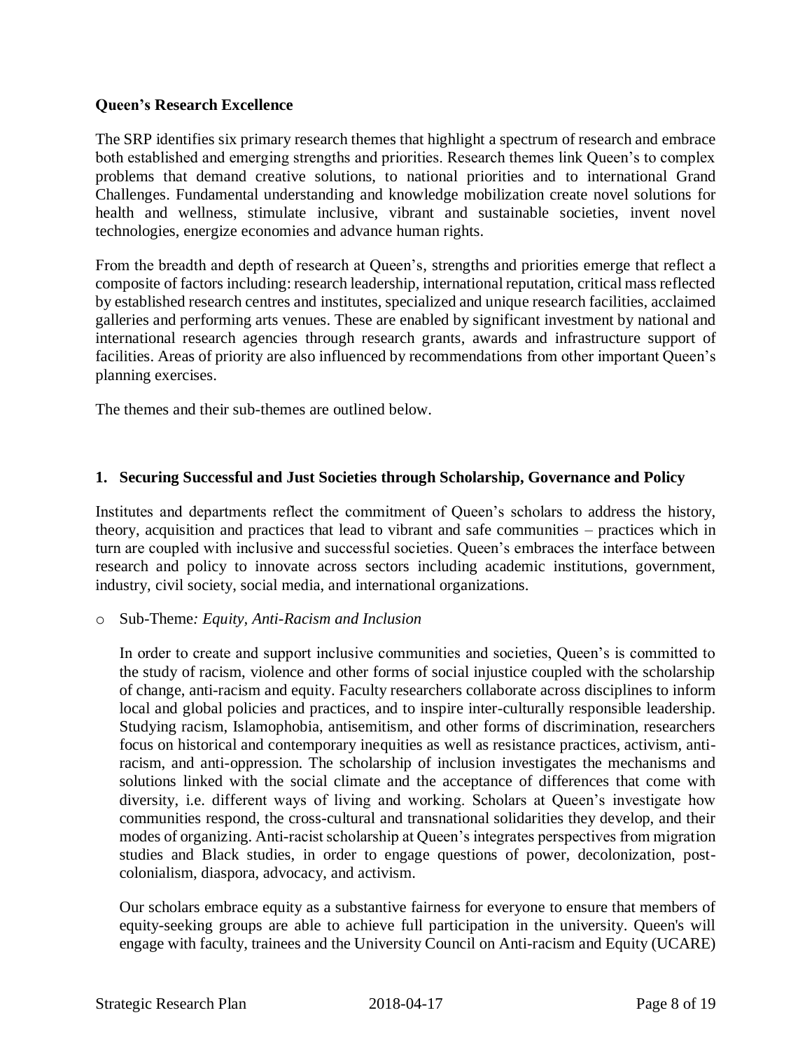**Queen's Research Excellence**

The SRP identifies six primary research themes that highlight a spectrum of research and embrace both established and emerging strengths and priorities. Research themes link Queen's to complex problems that demand creative solutions, to national priorities and to international Grand Challenges. Fundamental understanding and knowledge mobilization create novel solutions for health and wellness, stimulate inclusive, vibrant and sustainable societies, invent novel technologies, energize economies and advance human rights.

From the breadth and depth of research at Queen's, strengths and priorities emerge that reflect a composite of factors including: research leadership, international reputation, critical mass reflected by established research centres and institutes, specialized and unique research facilities, acclaimed galleries and performing arts venues. These are enabled by significant investment by national and international research agencies through research grants, awards and infrastructure support of facilities. Areas of priority are also influenced by recommendations from other important Queen's planning exercises.

The themes and their sub-themes are outlined below.

**1. Securing Successful and Just Societies through Scholarship, Governance and Policy**

Institutes and departments reflect the commitment of Queen's scholars to address the history, theory, acquisition and practices that lead to vibrant and safe communities – practices which in turn are coupled with inclusive and successful societies. Queen's embraces the interface between research and policy to innovate across sectors including academic institutions, government, industry, civil society, social media, and international organizations.

- Sub-Theme*: Equity, Anti-Racism and Inclusion*

  In order to create and support inclusive communities and societies, Queen's is committed to the study of racism, violence and other forms of social injustice coupled with the scholarship of change, anti-racism and equity. Faculty researchers collaborate across disciplines to inform local and global policies and practices, and to inspire inter-culturally responsible leadership. Studying racism, Islamophobia, antisemitism, and other forms of discrimination, researchers focus on historical and contemporary inequities as well as resistance practices, activism, anti-racism, and anti-oppression. The scholarship of inclusion investigates the mechanisms and solutions linked with the social climate and the acceptance of differences that come with diversity, i.e. different ways of living and working. Scholars at Queen's investigate how communities respond, the cross-cultural and transnational solidarities they develop, and their modes of organizing. Anti-racist scholarship at Queen's integrates perspectives from migration studies and Black studies, in order to engage questions of power, decolonization, post-colonialism, diaspora, advocacy, and activism.

  Our scholars embrace equity as a substantive fairness for everyone to ensure that members of equity-seeking groups are able to achieve full participation in the university. Queen's will engage with faculty, trainees and the University Council on Anti-racism and Equity (UCARE)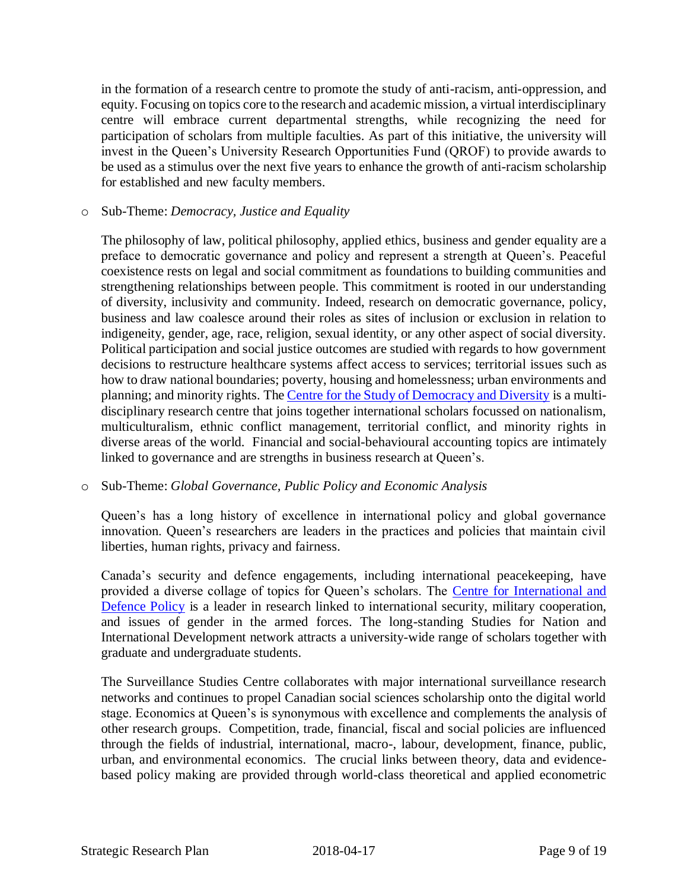in the formation of a research centre to promote the study of anti-racism, anti-oppression, and equity. Focusing on topics core to the research and academic mission, a virtual interdisciplinary centre will embrace current departmental strengths, while recognizing the need for participation of scholars from multiple faculties. As part of this initiative, the university will invest in the Queen's University Research Opportunities Fund (QROF) to provide awards to be used as a stimulus over the next five years to enhance the growth of anti-racism scholarship for established and new faculty members.

- Sub-Theme: *Democracy, Justice and Equality*

  The philosophy of law, political philosophy, applied ethics, business and gender equality are a preface to democratic governance and policy and represent a strength at Queen's. Peaceful coexistence rests on legal and social commitment as foundations to building communities and strengthening relationships between people. This commitment is rooted in our understanding of diversity, inclusivity and community. Indeed, research on democratic governance, policy, business and law coalesce around their roles as sites of inclusion or exclusion in relation to indigeneity, gender, age, race, religion, sexual identity, or any other aspect of social diversity. Political participation and social justice outcomes are studied with regards to how government decisions to restructure healthcare systems affect access to services; territorial issues such as how to draw national boundaries; poverty, housing and homelessness; urban environments and planning; and minority rights. The Centre for the Study of Democracy and Diversity is a multi-disciplinary research centre that joins together international scholars focussed on nationalism, multiculturalism, ethnic conflict management, territorial conflict, and minority rights in diverse areas of the world. Financial and social-behavioural accounting topics are intimately linked to governance and are strengths in business research at Queen's.

- Sub-Theme: *Global Governance, Public Policy and Economic Analysis*

  Queen's has a long history of excellence in international policy and global governance innovation. Queen's researchers are leaders in the practices and policies that maintain civil liberties, human rights, privacy and fairness.

  Canada's security and defence engagements, including international peacekeeping, have provided a diverse collage of topics for Queen's scholars. The Centre for International and Defence Policy is a leader in research linked to international security, military cooperation, and issues of gender in the armed forces. The long-standing Studies for Nation and International Development network attracts a university-wide range of scholars together with graduate and undergraduate students.

  The Surveillance Studies Centre collaborates with major international surveillance research networks and continues to propel Canadian social sciences scholarship onto the digital world stage. Economics at Queen's is synonymous with excellence and complements the analysis of other research groups. Competition, trade, financial, fiscal and social policies are influenced through the fields of industrial, international, macro-, labour, development, finance, public, urban, and environmental economics. The crucial links between theory, data and evidence-based policy making are provided through world-class theoretical and applied econometric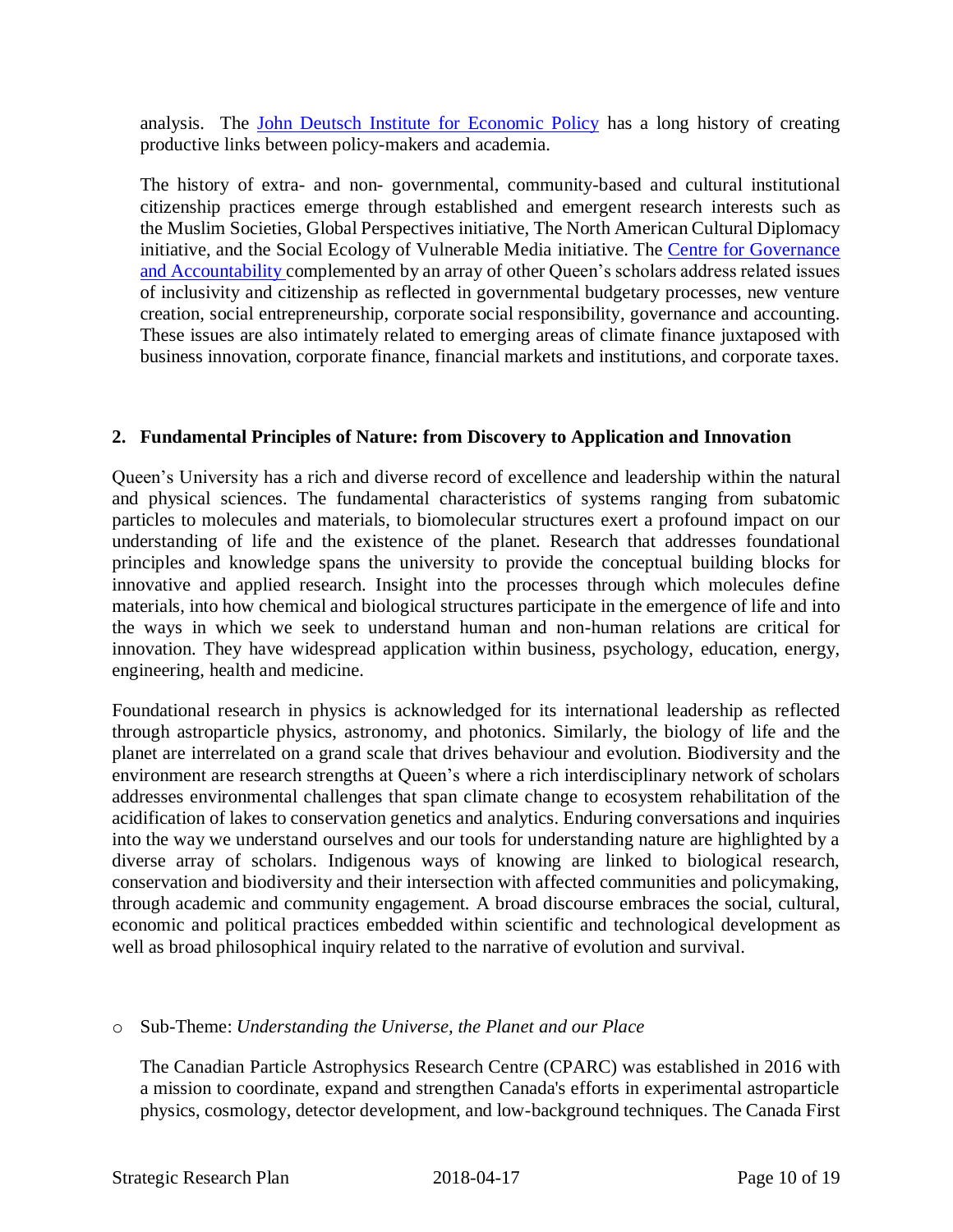analysis. The John Deutsch Institute for Economic Policy has a long history of creating productive links between policy-makers and academia.

The history of extra- and non- governmental, community-based and cultural institutional citizenship practices emerge through established and emergent research interests such as the Muslim Societies, Global Perspectives initiative, The North American Cultural Diplomacy initiative, and the Social Ecology of Vulnerable Media initiative. The Centre for Governance and Accountability complemented by an array of other Queen's scholars address related issues of inclusivity and citizenship as reflected in governmental budgetary processes, new venture creation, social entrepreneurship, corporate social responsibility, governance and accounting. These issues are also intimately related to emerging areas of climate finance juxtaposed with business innovation, corporate finance, financial markets and institutions, and corporate taxes.

## 2. Fundamental Principles of Nature: from Discovery to Application and Innovation

Queen's University has a rich and diverse record of excellence and leadership within the natural and physical sciences. The fundamental characteristics of systems ranging from subatomic particles to molecules and materials, to biomolecular structures exert a profound impact on our understanding of life and the existence of the planet. Research that addresses foundational principles and knowledge spans the university to provide the conceptual building blocks for innovative and applied research. Insight into the processes through which molecules define materials, into how chemical and biological structures participate in the emergence of life and into the ways in which we seek to understand human and non-human relations are critical for innovation. They have widespread application within business, psychology, education, energy, engineering, health and medicine.

Foundational research in physics is acknowledged for its international leadership as reflected through astroparticle physics, astronomy, and photonics. Similarly, the biology of life and the planet are interrelated on a grand scale that drives behaviour and evolution. Biodiversity and the environment are research strengths at Queen's where a rich interdisciplinary network of scholars addresses environmental challenges that span climate change to ecosystem rehabilitation of the acidification of lakes to conservation genetics and analytics. Enduring conversations and inquiries into the way we understand ourselves and our tools for understanding nature are highlighted by a diverse array of scholars. Indigenous ways of knowing are linked to biological research, conservation and biodiversity and their intersection with affected communities and policymaking, through academic and community engagement. A broad discourse embraces the social, cultural, economic and political practices embedded within scientific and technological development as well as broad philosophical inquiry related to the narrative of evolution and survival.

- Sub-Theme: *Understanding the Universe, the Planet and our Place*

The Canadian Particle Astrophysics Research Centre (CPARC) was established in 2016 with a mission to coordinate, expand and strengthen Canada's efforts in experimental astroparticle physics, cosmology, detector development, and low-background techniques. The Canada First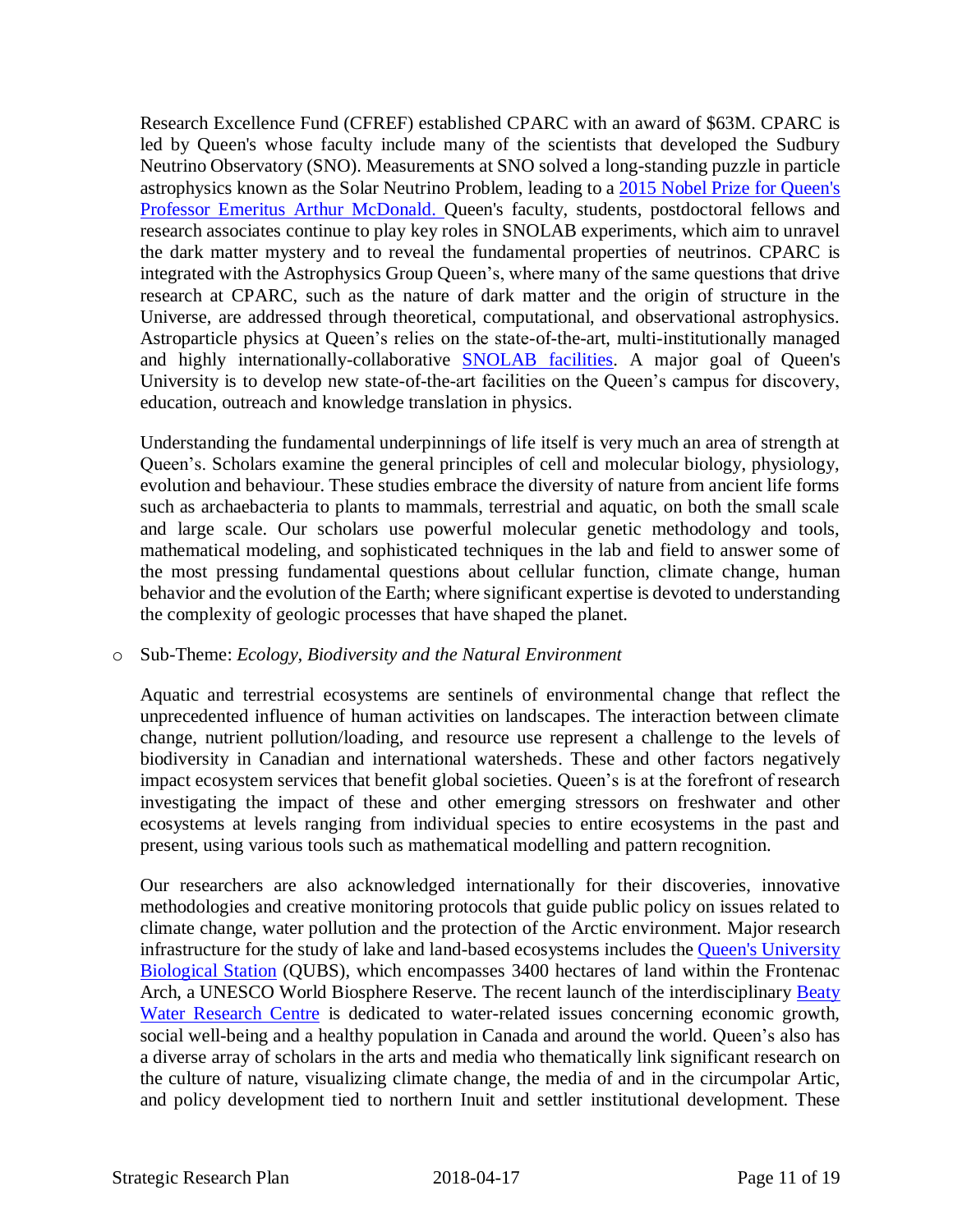Research Excellence Fund (CFREF) established CPARC with an award of $63M. CPARC is led by Queen's whose faculty include many of the scientists that developed the Sudbury Neutrino Observatory (SNO). Measurements at SNO solved a long-standing puzzle in particle astrophysics known as the Solar Neutrino Problem, leading to a [2015 Nobel Prize for Queen's Professor Emeritus Arthur McDonald.](#) Queen's faculty, students, postdoctoral fellows and research associates continue to play key roles in SNOLAB experiments, which aim to unravel the dark matter mystery and to reveal the fundamental properties of neutrinos. CPARC is integrated with the Astrophysics Group Queen's, where many of the same questions that drive research at CPARC, such as the nature of dark matter and the origin of structure in the Universe, are addressed through theoretical, computational, and observational astrophysics. Astroparticle physics at Queen's relies on the state-of-the-art, multi-institutionally managed and highly internationally-collaborative [SNOLAB facilities](#). A major goal of Queen's University is to develop new state-of-the-art facilities on the Queen's campus for discovery, education, outreach and knowledge translation in physics.

Understanding the fundamental underpinnings of life itself is very much an area of strength at Queen's. Scholars examine the general principles of cell and molecular biology, physiology, evolution and behaviour. These studies embrace the diversity of nature from ancient life forms such as archaebacteria to plants to mammals, terrestrial and aquatic, on both the small scale and large scale. Our scholars use powerful molecular genetic methodology and tools, mathematical modeling, and sophisticated techniques in the lab and field to answer some of the most pressing fundamental questions about cellular function, climate change, human behavior and the evolution of the Earth; where significant expertise is devoted to understanding the complexity of geologic processes that have shaped the planet.

- Sub-Theme: *Ecology, Biodiversity and the Natural Environment*

Aquatic and terrestrial ecosystems are sentinels of environmental change that reflect the unprecedented influence of human activities on landscapes. The interaction between climate change, nutrient pollution/loading, and resource use represent a challenge to the levels of biodiversity in Canadian and international watersheds. These and other factors negatively impact ecosystem services that benefit global societies. Queen's is at the forefront of research investigating the impact of these and other emerging stressors on freshwater and other ecosystems at levels ranging from individual species to entire ecosystems in the past and present, using various tools such as mathematical modelling and pattern recognition.

Our researchers are also acknowledged internationally for their discoveries, innovative methodologies and creative monitoring protocols that guide public policy on issues related to climate change, water pollution and the protection of the Arctic environment. Major research infrastructure for the study of lake and land-based ecosystems includes the [Queen's University Biological Station](#) (QUBS), which encompasses 3400 hectares of land within the Frontenac Arch, a UNESCO World Biosphere Reserve. The recent launch of the interdisciplinary [Beaty Water Research Centre](#) is dedicated to water-related issues concerning economic growth, social well-being and a healthy population in Canada and around the world. Queen's also has a diverse array of scholars in the arts and media who thematically link significant research on the culture of nature, visualizing climate change, the media of and in the circumpolar Artic, and policy development tied to northern Inuit and settler institutional development. These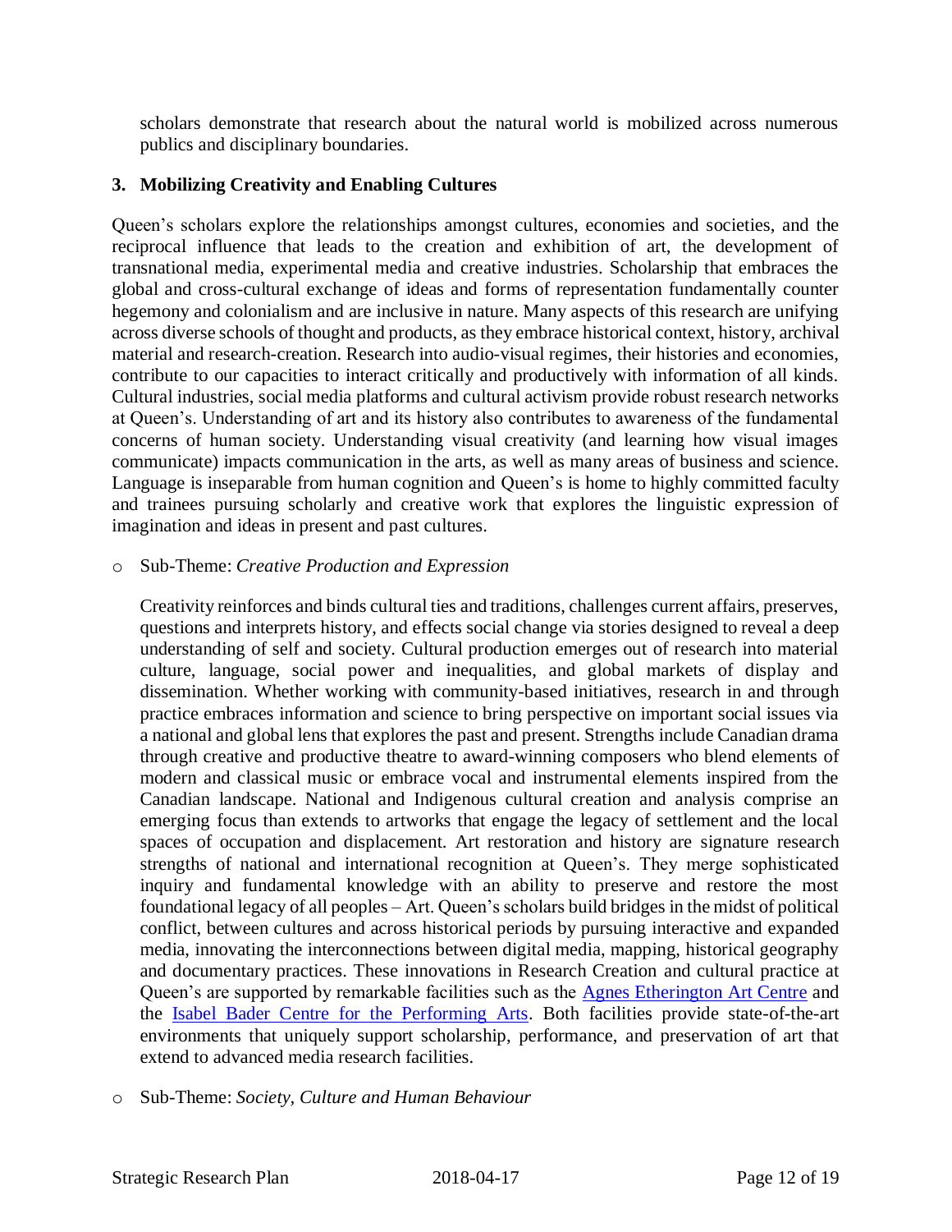scholars demonstrate that research about the natural world is mobilized across numerous publics and disciplinary boundaries.

### 3. Mobilizing Creativity and Enabling Cultures

Queen's scholars explore the relationships amongst cultures, economies and societies, and the reciprocal influence that leads to the creation and exhibition of art, the development of transnational media, experimental media and creative industries. Scholarship that embraces the global and cross-cultural exchange of ideas and forms of representation fundamentally counter hegemony and colonialism and are inclusive in nature. Many aspects of this research are unifying across diverse schools of thought and products, as they embrace historical context, history, archival material and research-creation. Research into audio-visual regimes, their histories and economies, contribute to our capacities to interact critically and productively with information of all kinds. Cultural industries, social media platforms and cultural activism provide robust research networks at Queen's. Understanding of art and its history also contributes to awareness of the fundamental concerns of human society. Understanding visual creativity (and learning how visual images communicate) impacts communication in the arts, as well as many areas of business and science. Language is inseparable from human cognition and Queen's is home to highly committed faculty and trainees pursuing scholarly and creative work that explores the linguistic expression of imagination and ideas in present and past cultures.

- Sub-Theme: *Creative Production and Expression*

  Creativity reinforces and binds cultural ties and traditions, challenges current affairs, preserves, questions and interprets history, and effects social change via stories designed to reveal a deep understanding of self and society. Cultural production emerges out of research into material culture, language, social power and inequalities, and global markets of display and dissemination. Whether working with community-based initiatives, research in and through practice embraces information and science to bring perspective on important social issues via a national and global lens that explores the past and present. Strengths include Canadian drama through creative and productive theatre to award-winning composers who blend elements of modern and classical music or embrace vocal and instrumental elements inspired from the Canadian landscape. National and Indigenous cultural creation and analysis comprise an emerging focus than extends to artworks that engage the legacy of settlement and the local spaces of occupation and displacement. Art restoration and history are signature research strengths of national and international recognition at Queen's. They merge sophisticated inquiry and fundamental knowledge with an ability to preserve and restore the most foundational legacy of all peoples – Art. Queen's scholars build bridges in the midst of political conflict, between cultures and across historical periods by pursuing interactive and expanded media, innovating the interconnections between digital media, mapping, historical geography and documentary practices. These innovations in Research Creation and cultural practice at Queen's are supported by remarkable facilities such as the Agnes Etherington Art Centre and the Isabel Bader Centre for the Performing Arts. Both facilities provide state-of-the-art environments that uniquely support scholarship, performance, and preservation of art that extend to advanced media research facilities.

- Sub-Theme: *Society, Culture and Human Behaviour*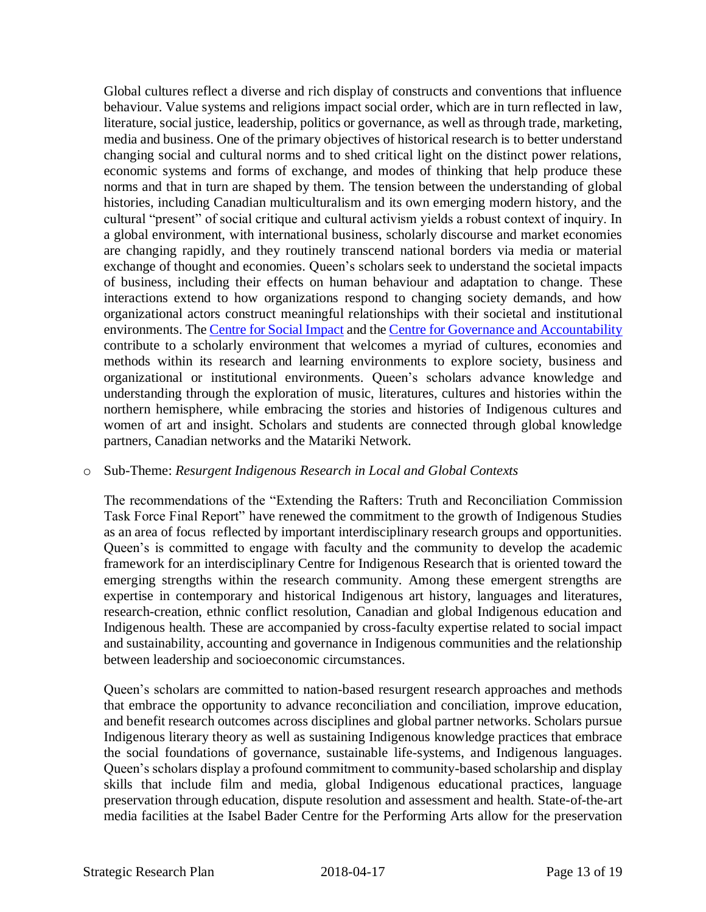Global cultures reflect a diverse and rich display of constructs and conventions that influence behaviour. Value systems and religions impact social order, which are in turn reflected in law, literature, social justice, leadership, politics or governance, as well as through trade, marketing, media and business. One of the primary objectives of historical research is to better understand changing social and cultural norms and to shed critical light on the distinct power relations, economic systems and forms of exchange, and modes of thinking that help produce these norms and that in turn are shaped by them. The tension between the understanding of global histories, including Canadian multiculturalism and its own emerging modern history, and the cultural "present" of social critique and cultural activism yields a robust context of inquiry. In a global environment, with international business, scholarly discourse and market economies are changing rapidly, and they routinely transcend national borders via media or material exchange of thought and economies. Queen's scholars seek to understand the societal impacts of business, including their effects on human behaviour and adaptation to change. These interactions extend to how organizations respond to changing society demands, and how organizational actors construct meaningful relationships with their societal and institutional environments. The Centre for Social Impact and the Centre for Governance and Accountability contribute to a scholarly environment that welcomes a myriad of cultures, economies and methods within its research and learning environments to explore society, business and organizational or institutional environments. Queen's scholars advance knowledge and understanding through the exploration of music, literatures, cultures and histories within the northern hemisphere, while embracing the stories and histories of Indigenous cultures and women of art and insight. Scholars and students are connected through global knowledge partners, Canadian networks and the Matariki Network.

- Sub-Theme: *Resurgent Indigenous Research in Local and Global Contexts*

The recommendations of the "Extending the Rafters: Truth and Reconciliation Commission Task Force Final Report" have renewed the commitment to the growth of Indigenous Studies as an area of focus reflected by important interdisciplinary research groups and opportunities. Queen's is committed to engage with faculty and the community to develop the academic framework for an interdisciplinary Centre for Indigenous Research that is oriented toward the emerging strengths within the research community. Among these emergent strengths are expertise in contemporary and historical Indigenous art history, languages and literatures, research-creation, ethnic conflict resolution, Canadian and global Indigenous education and Indigenous health. These are accompanied by cross-faculty expertise related to social impact and sustainability, accounting and governance in Indigenous communities and the relationship between leadership and socioeconomic circumstances.

Queen's scholars are committed to nation-based resurgent research approaches and methods that embrace the opportunity to advance reconciliation and conciliation, improve education, and benefit research outcomes across disciplines and global partner networks. Scholars pursue Indigenous literary theory as well as sustaining Indigenous knowledge practices that embrace the social foundations of governance, sustainable life-systems, and Indigenous languages. Queen's scholars display a profound commitment to community-based scholarship and display skills that include film and media, global Indigenous educational practices, language preservation through education, dispute resolution and assessment and health. State-of-the-art media facilities at the Isabel Bader Centre for the Performing Arts allow for the preservation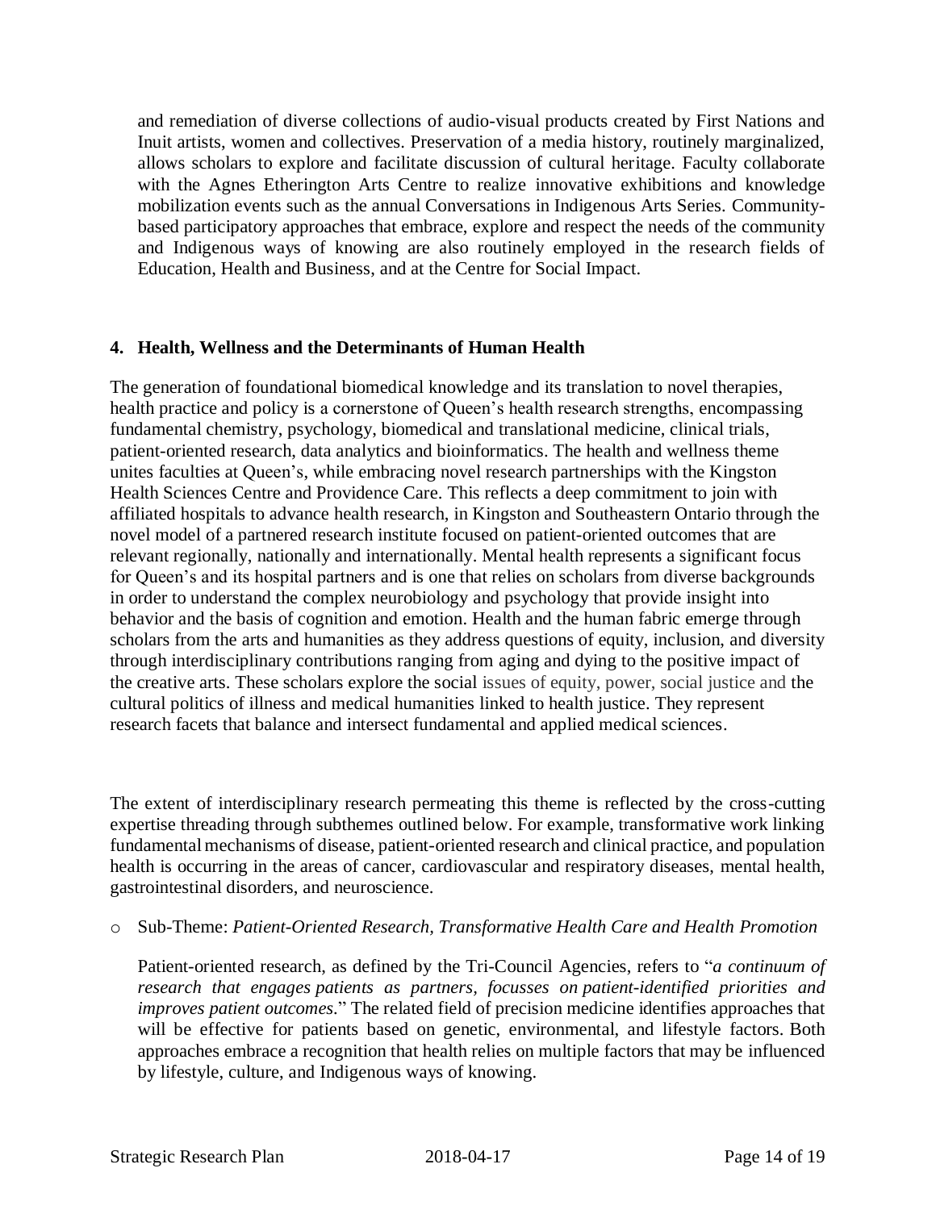and remediation of diverse collections of audio-visual products created by First Nations and Inuit artists, women and collectives. Preservation of a media history, routinely marginalized, allows scholars to explore and facilitate discussion of cultural heritage. Faculty collaborate with the Agnes Etherington Arts Centre to realize innovative exhibitions and knowledge mobilization events such as the annual Conversations in Indigenous Arts Series. Community-based participatory approaches that embrace, explore and respect the needs of the community and Indigenous ways of knowing are also routinely employed in the research fields of Education, Health and Business, and at the Centre for Social Impact.

#### 4. Health, Wellness and the Determinants of Human Health

The generation of foundational biomedical knowledge and its translation to novel therapies, health practice and policy is a cornerstone of Queen's health research strengths, encompassing fundamental chemistry, psychology, biomedical and translational medicine, clinical trials, patient-oriented research, data analytics and bioinformatics. The health and wellness theme unites faculties at Queen's, while embracing novel research partnerships with the Kingston Health Sciences Centre and Providence Care. This reflects a deep commitment to join with affiliated hospitals to advance health research, in Kingston and Southeastern Ontario through the novel model of a partnered research institute focused on patient-oriented outcomes that are relevant regionally, nationally and internationally. Mental health represents a significant focus for Queen's and its hospital partners and is one that relies on scholars from diverse backgrounds in order to understand the complex neurobiology and psychology that provide insight into behavior and the basis of cognition and emotion. Health and the human fabric emerge through scholars from the arts and humanities as they address questions of equity, inclusion, and diversity through interdisciplinary contributions ranging from aging and dying to the positive impact of the creative arts. These scholars explore the social issues of equity, power, social justice and the cultural politics of illness and medical humanities linked to health justice. They represent research facets that balance and intersect fundamental and applied medical sciences.

The extent of interdisciplinary research permeating this theme is reflected by the cross-cutting expertise threading through subthemes outlined below. For example, transformative work linking fundamental mechanisms of disease, patient-oriented research and clinical practice, and population health is occurring in the areas of cancer, cardiovascular and respiratory diseases, mental health, gastrointestinal disorders, and neuroscience.

- Sub-Theme: *Patient-Oriented Research, Transformative Health Care and Health Promotion*

  Patient-oriented research, as defined by the Tri-Council Agencies, refers to "*a continuum of research that engages patients as partners, focusses on patient-identified priorities and improves patient outcomes.*" The related field of precision medicine identifies approaches that will be effective for patients based on genetic, environmental, and lifestyle factors. Both approaches embrace a recognition that health relies on multiple factors that may be influenced by lifestyle, culture, and Indigenous ways of knowing.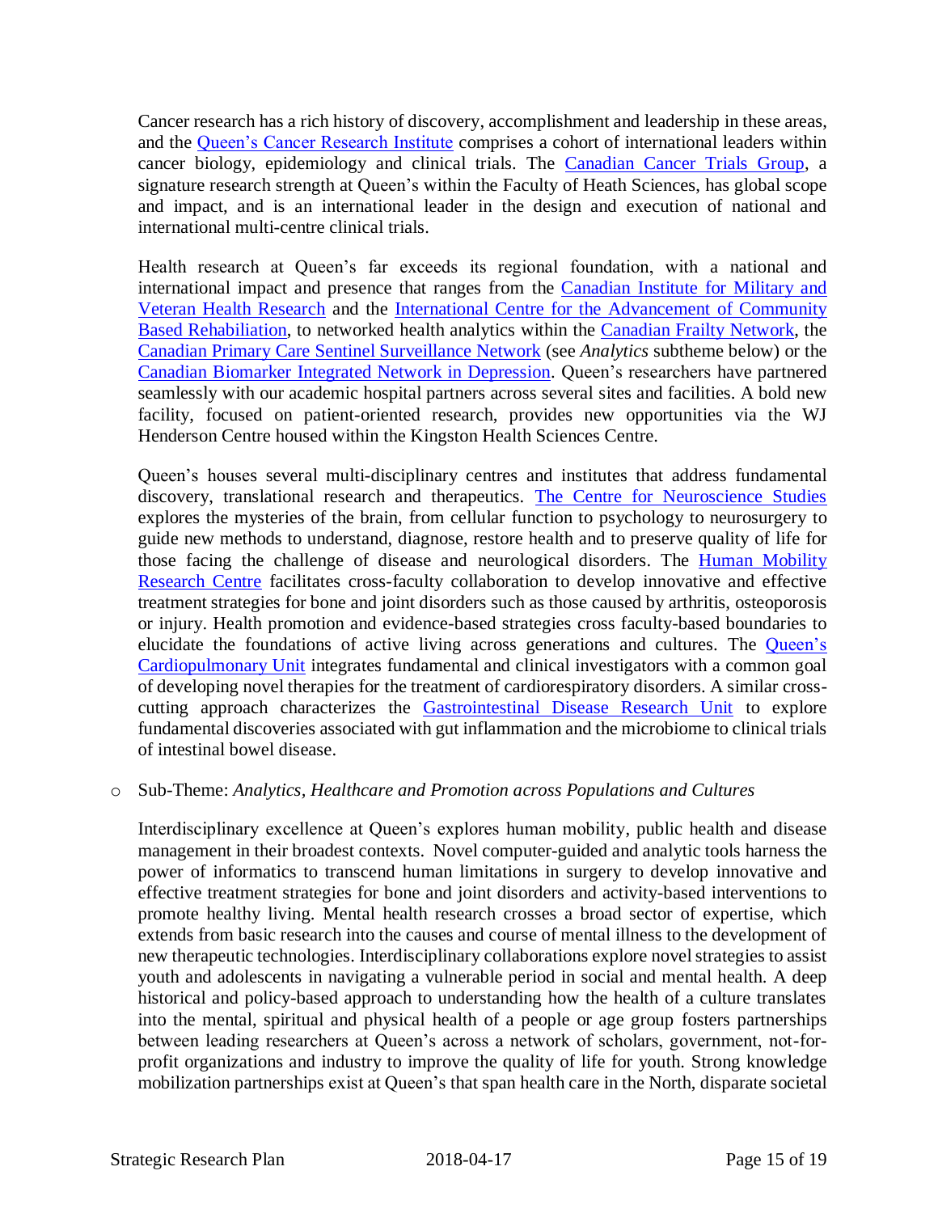Cancer research has a rich history of discovery, accomplishment and leadership in these areas, and the Queen's Cancer Research Institute comprises a cohort of international leaders within cancer biology, epidemiology and clinical trials. The Canadian Cancer Trials Group, a signature research strength at Queen's within the Faculty of Heath Sciences, has global scope and impact, and is an international leader in the design and execution of national and international multi-centre clinical trials.

Health research at Queen's far exceeds its regional foundation, with a national and international impact and presence that ranges from the Canadian Institute for Military and Veteran Health Research and the International Centre for the Advancement of Community Based Rehabiliation, to networked health analytics within the Canadian Frailty Network, the Canadian Primary Care Sentinel Surveillance Network (see *Analytics* subtheme below) or the Canadian Biomarker Integrated Network in Depression. Queen's researchers have partnered seamlessly with our academic hospital partners across several sites and facilities. A bold new facility, focused on patient-oriented research, provides new opportunities via the WJ Henderson Centre housed within the Kingston Health Sciences Centre.

Queen's houses several multi-disciplinary centres and institutes that address fundamental discovery, translational research and therapeutics. The Centre for Neuroscience Studies explores the mysteries of the brain, from cellular function to psychology to neurosurgery to guide new methods to understand, diagnose, restore health and to preserve quality of life for those facing the challenge of disease and neurological disorders. The Human Mobility Research Centre facilitates cross-faculty collaboration to develop innovative and effective treatment strategies for bone and joint disorders such as those caused by arthritis, osteoporosis or injury. Health promotion and evidence-based strategies cross faculty-based boundaries to elucidate the foundations of active living across generations and cultures. The Queen's Cardiopulmonary Unit integrates fundamental and clinical investigators with a common goal of developing novel therapies for the treatment of cardiorespiratory disorders. A similar cross-cutting approach characterizes the Gastrointestinal Disease Research Unit to explore fundamental discoveries associated with gut inflammation and the microbiome to clinical trials of intestinal bowel disease.

- Sub-Theme: *Analytics, Healthcare and Promotion across Populations and Cultures*

  Interdisciplinary excellence at Queen's explores human mobility, public health and disease management in their broadest contexts. Novel computer-guided and analytic tools harness the power of informatics to transcend human limitations in surgery to develop innovative and effective treatment strategies for bone and joint disorders and activity-based interventions to promote healthy living. Mental health research crosses a broad sector of expertise, which extends from basic research into the causes and course of mental illness to the development of new therapeutic technologies. Interdisciplinary collaborations explore novel strategies to assist youth and adolescents in navigating a vulnerable period in social and mental health. A deep historical and policy-based approach to understanding how the health of a culture translates into the mental, spiritual and physical health of a people or age group fosters partnerships between leading researchers at Queen's across a network of scholars, government, not-for-profit organizations and industry to improve the quality of life for youth. Strong knowledge mobilization partnerships exist at Queen's that span health care in the North, disparate societal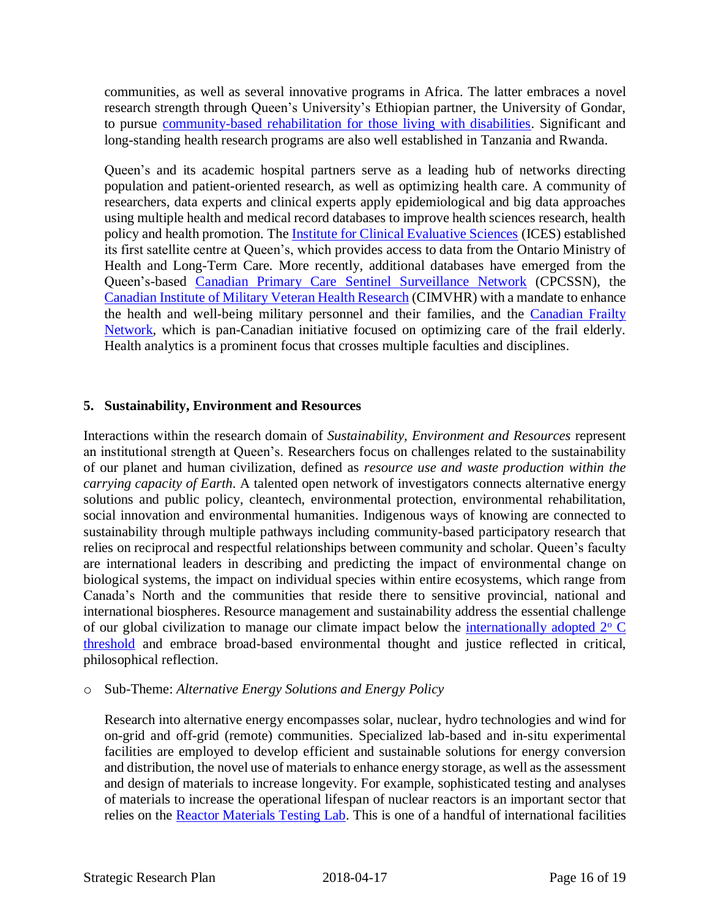communities, as well as several innovative programs in Africa. The latter embraces a novel research strength through Queen's University's Ethiopian partner, the University of Gondar, to pursue community-based rehabilitation for those living with disabilities. Significant and long-standing health research programs are also well established in Tanzania and Rwanda.

Queen's and its academic hospital partners serve as a leading hub of networks directing population and patient-oriented research, as well as optimizing health care. A community of researchers, data experts and clinical experts apply epidemiological and big data approaches using multiple health and medical record databases to improve health sciences research, health policy and health promotion. The Institute for Clinical Evaluative Sciences (ICES) established its first satellite centre at Queen's, which provides access to data from the Ontario Ministry of Health and Long-Term Care. More recently, additional databases have emerged from the Queen's-based Canadian Primary Care Sentinel Surveillance Network (CPCSSN), the Canadian Institute of Military Veteran Health Research (CIMVHR) with a mandate to enhance the health and well-being military personnel and their families, and the Canadian Frailty Network, which is pan-Canadian initiative focused on optimizing care of the frail elderly. Health analytics is a prominent focus that crosses multiple faculties and disciplines.

### 5. Sustainability, Environment and Resources

Interactions within the research domain of *Sustainability, Environment and Resources* represent an institutional strength at Queen's. Researchers focus on challenges related to the sustainability of our planet and human civilization, defined as *resource use and waste production within the carrying capacity of Earth*. A talented open network of investigators connects alternative energy solutions and public policy, cleantech, environmental protection, environmental rehabilitation, social innovation and environmental humanities. Indigenous ways of knowing are connected to sustainability through multiple pathways including community-based participatory research that relies on reciprocal and respectful relationships between community and scholar. Queen's faculty are international leaders in describing and predicting the impact of environmental change on biological systems, the impact on individual species within entire ecosystems, which range from Canada's North and the communities that reside there to sensitive provincial, national and international biospheres. Resource management and sustainability address the essential challenge of our global civilization to manage our climate impact below the internationally adopted $2^{o}$ C threshold and embrace broad-based environmental thought and justice reflected in critical, philosophical reflection.

- Sub-Theme: *Alternative Energy Solutions and Energy Policy*

Research into alternative energy encompasses solar, nuclear, hydro technologies and wind for on-grid and off-grid (remote) communities. Specialized lab-based and in-situ experimental facilities are employed to develop efficient and sustainable solutions for energy conversion and distribution, the novel use of materials to enhance energy storage, as well as the assessment and design of materials to increase longevity. For example, sophisticated testing and analyses of materials to increase the operational lifespan of nuclear reactors is an important sector that relies on the Reactor Materials Testing Lab. This is one of a handful of international facilities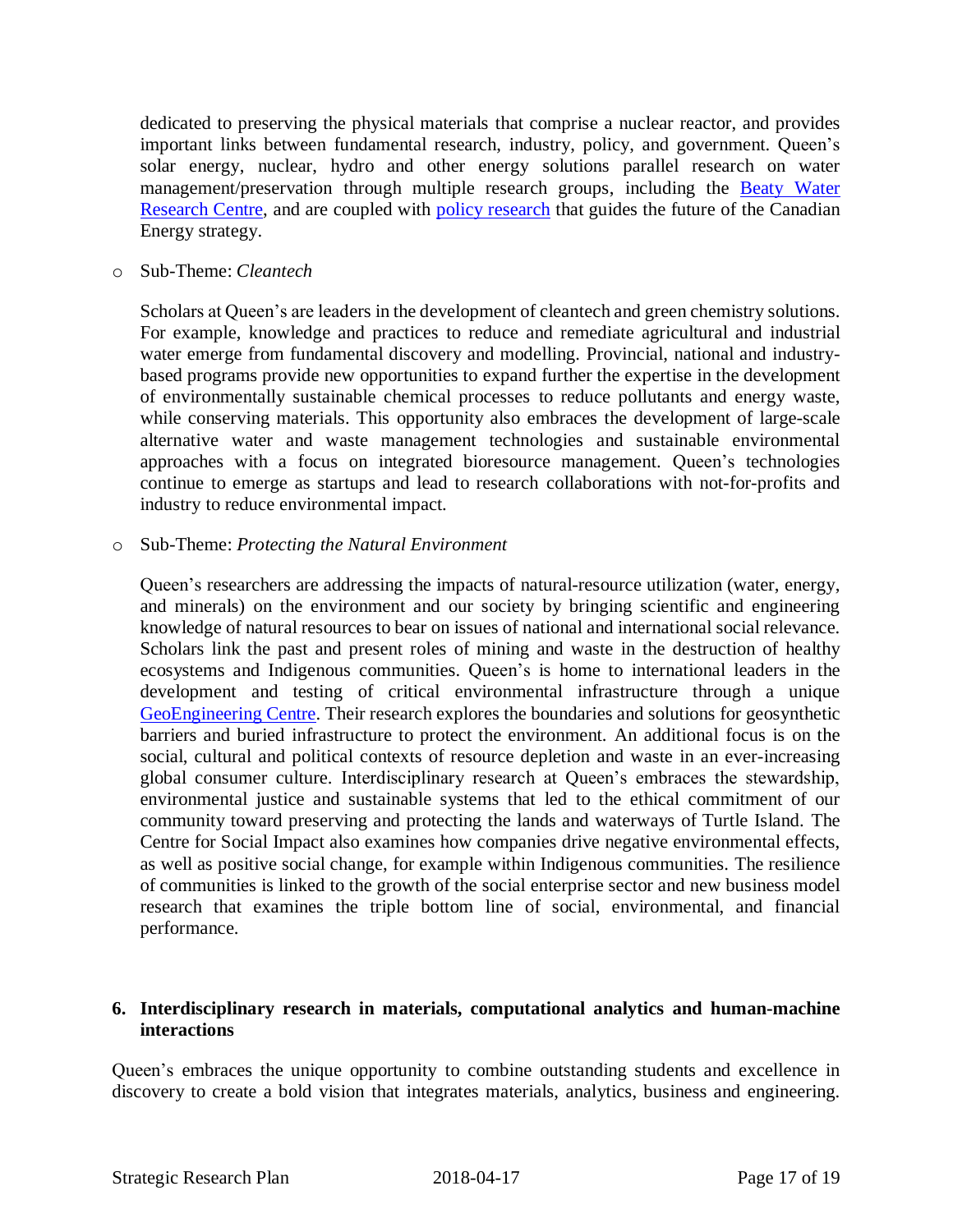dedicated to preserving the physical materials that comprise a nuclear reactor, and provides important links between fundamental research, industry, policy, and government. Queen's solar energy, nuclear, hydro and other energy solutions parallel research on water management/preservation through multiple research groups, including the [Beaty Water Research Centre](), and are coupled with [policy research]() that guides the future of the Canadian Energy strategy.

- Sub-Theme: *Cleantech*

  Scholars at Queen's are leaders in the development of cleantech and green chemistry solutions. For example, knowledge and practices to reduce and remediate agricultural and industrial water emerge from fundamental discovery and modelling. Provincial, national and industry-based programs provide new opportunities to expand further the expertise in the development of environmentally sustainable chemical processes to reduce pollutants and energy waste, while conserving materials. This opportunity also embraces the development of large-scale alternative water and waste management technologies and sustainable environmental approaches with a focus on integrated bioresource management. Queen's technologies continue to emerge as startups and lead to research collaborations with not-for-profits and industry to reduce environmental impact.

- Sub-Theme: *Protecting the Natural Environment*

  Queen's researchers are addressing the impacts of natural-resource utilization (water, energy, and minerals) on the environment and our society by bringing scientific and engineering knowledge of natural resources to bear on issues of national and international social relevance. Scholars link the past and present roles of mining and waste in the destruction of healthy ecosystems and Indigenous communities. Queen's is home to international leaders in the development and testing of critical environmental infrastructure through a unique [GeoEngineering Centre](). Their research explores the boundaries and solutions for geosynthetic barriers and buried infrastructure to protect the environment. An additional focus is on the social, cultural and political contexts of resource depletion and waste in an ever-increasing global consumer culture. Interdisciplinary research at Queen's embraces the stewardship, environmental justice and sustainable systems that led to the ethical commitment of our community toward preserving and protecting the lands and waterways of Turtle Island. The Centre for Social Impact also examines how companies drive negative environmental effects, as well as positive social change, for example within Indigenous communities. The resilience of communities is linked to the growth of the social enterprise sector and new business model research that examines the triple bottom line of social, environmental, and financial performance.

## 6. Interdisciplinary research in materials, computational analytics and human-machine interactions

Queen's embraces the unique opportunity to combine outstanding students and excellence in discovery to create a bold vision that integrates materials, analytics, business and engineering.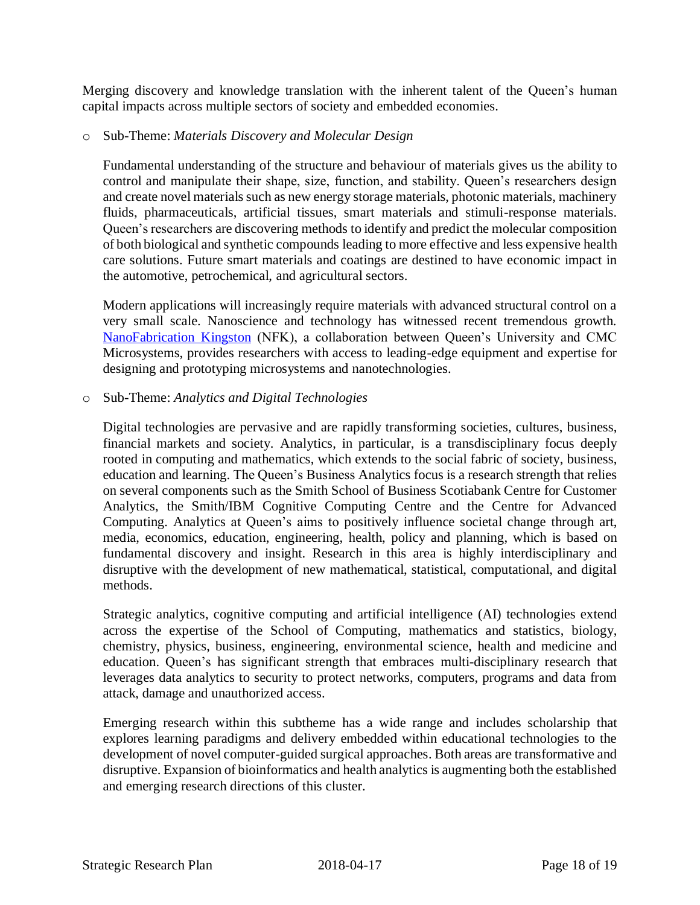Merging discovery and knowledge translation with the inherent talent of the Queen's human capital impacts across multiple sectors of society and embedded economies.

- Sub-Theme: *Materials Discovery and Molecular Design*

  Fundamental understanding of the structure and behaviour of materials gives us the ability to control and manipulate their shape, size, function, and stability. Queen's researchers design and create novel materials such as new energy storage materials, photonic materials, machinery fluids, pharmaceuticals, artificial tissues, smart materials and stimuli-response materials. Queen's researchers are discovering methods to identify and predict the molecular composition of both biological and synthetic compounds leading to more effective and less expensive health care solutions. Future smart materials and coatings are destined to have economic impact in the automotive, petrochemical, and agricultural sectors.

  Modern applications will increasingly require materials with advanced structural control on a very small scale. Nanoscience and technology has witnessed recent tremendous growth. NanoFabrication Kingston (NFK), a collaboration between Queen's University and CMC Microsystems, provides researchers with access to leading-edge equipment and expertise for designing and prototyping microsystems and nanotechnologies.

- Sub-Theme: *Analytics and Digital Technologies*

  Digital technologies are pervasive and are rapidly transforming societies, cultures, business, financial markets and society. Analytics, in particular, is a transdisciplinary focus deeply rooted in computing and mathematics, which extends to the social fabric of society, business, education and learning. The Queen's Business Analytics focus is a research strength that relies on several components such as the Smith School of Business Scotiabank Centre for Customer Analytics, the Smith/IBM Cognitive Computing Centre and the Centre for Advanced Computing. Analytics at Queen's aims to positively influence societal change through art, media, economics, education, engineering, health, policy and planning, which is based on fundamental discovery and insight. Research in this area is highly interdisciplinary and disruptive with the development of new mathematical, statistical, computational, and digital methods.

  Strategic analytics, cognitive computing and artificial intelligence (AI) technologies extend across the expertise of the School of Computing, mathematics and statistics, biology, chemistry, physics, business, engineering, environmental science, health and medicine and education. Queen's has significant strength that embraces multi-disciplinary research that leverages data analytics to security to protect networks, computers, programs and data from attack, damage and unauthorized access.

  Emerging research within this subtheme has a wide range and includes scholarship that explores learning paradigms and delivery embedded within educational technologies to the development of novel computer-guided surgical approaches. Both areas are transformative and disruptive. Expansion of bioinformatics and health analytics is augmenting both the established and emerging research directions of this cluster.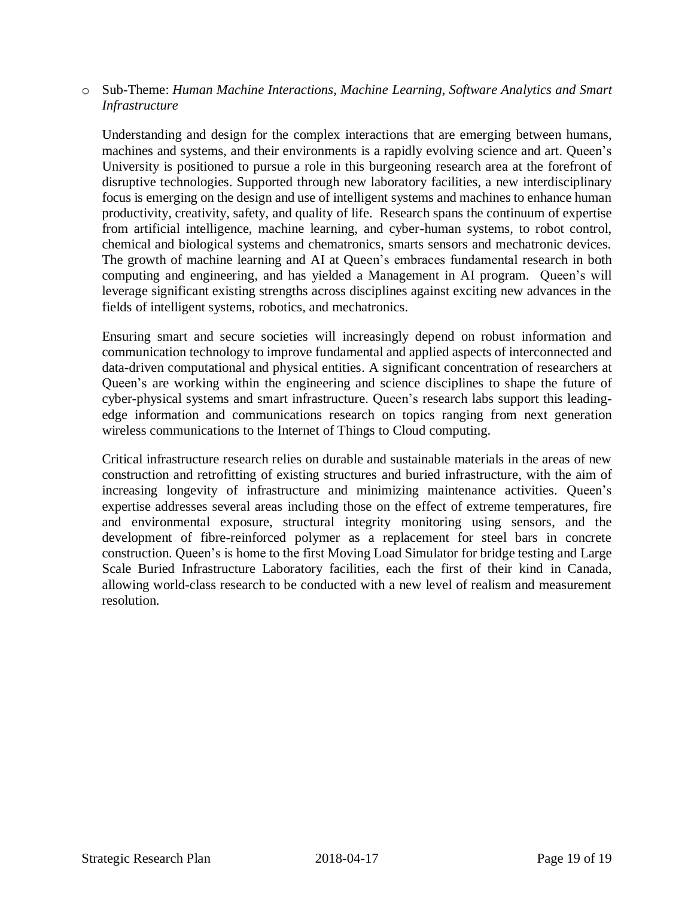- Sub-Theme: *Human Machine Interactions, Machine Learning, Software Analytics and Smart Infrastructure*

  Understanding and design for the complex interactions that are emerging between humans, machines and systems, and their environments is a rapidly evolving science and art. Queen's University is positioned to pursue a role in this burgeoning research area at the forefront of disruptive technologies. Supported through new laboratory facilities, a new interdisciplinary focus is emerging on the design and use of intelligent systems and machines to enhance human productivity, creativity, safety, and quality of life. Research spans the continuum of expertise from artificial intelligence, machine learning, and cyber-human systems, to robot control, chemical and biological systems and chematronics, smarts sensors and mechatronic devices. The growth of machine learning and AI at Queen's embraces fundamental research in both computing and engineering, and has yielded a Management in AI program. Queen's will leverage significant existing strengths across disciplines against exciting new advances in the fields of intelligent systems, robotics, and mechatronics.

  Ensuring smart and secure societies will increasingly depend on robust information and communication technology to improve fundamental and applied aspects of interconnected and data-driven computational and physical entities. A significant concentration of researchers at Queen's are working within the engineering and science disciplines to shape the future of cyber-physical systems and smart infrastructure. Queen's research labs support this leading-edge information and communications research on topics ranging from next generation wireless communications to the Internet of Things to Cloud computing.

  Critical infrastructure research relies on durable and sustainable materials in the areas of new construction and retrofitting of existing structures and buried infrastructure, with the aim of increasing longevity of infrastructure and minimizing maintenance activities. Queen's expertise addresses several areas including those on the effect of extreme temperatures, fire and environmental exposure, structural integrity monitoring using sensors, and the development of fibre-reinforced polymer as a replacement for steel bars in concrete construction. Queen's is home to the first Moving Load Simulator for bridge testing and Large Scale Buried Infrastructure Laboratory facilities, each the first of their kind in Canada, allowing world-class research to be conducted with a new level of realism and measurement resolution.